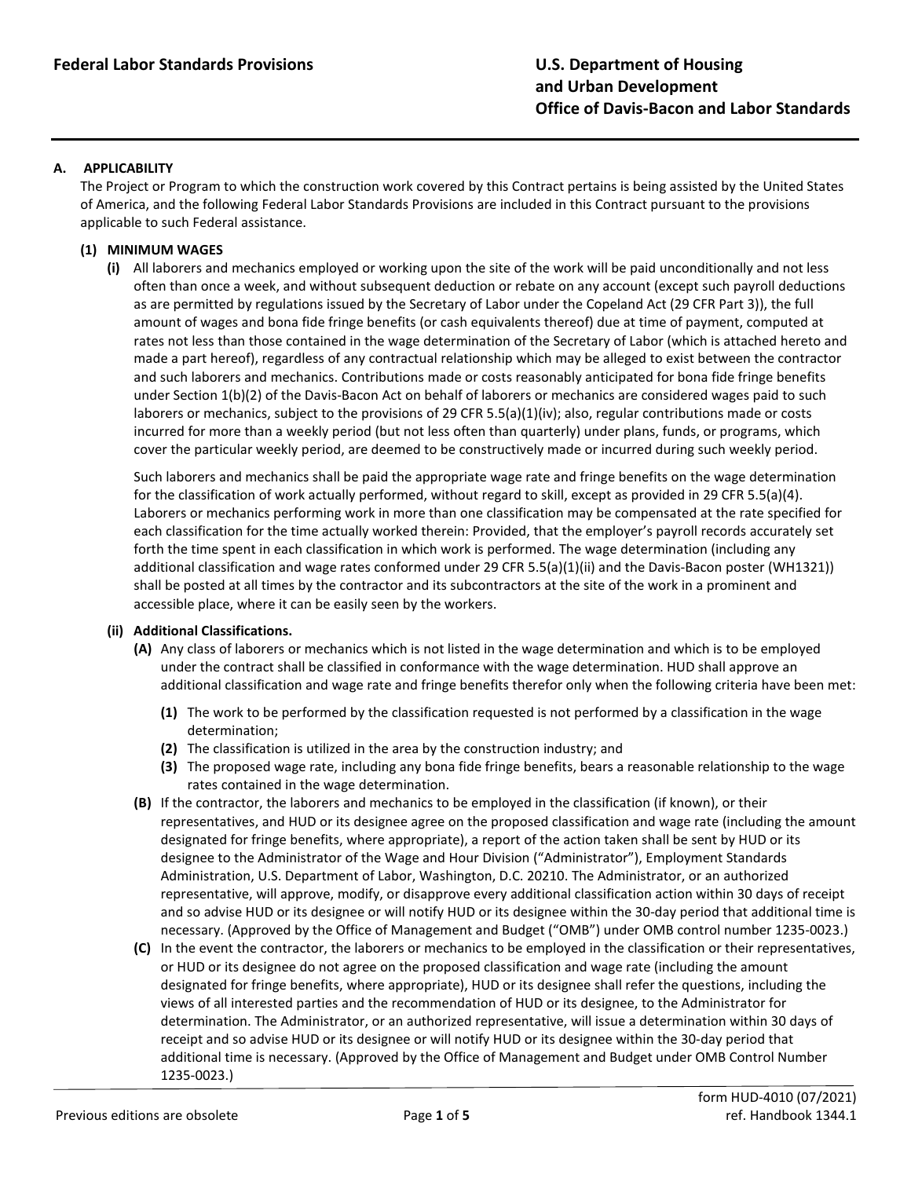# Federal Labor Standards Provisions

**U.S. Department of Housing and Urban Development**
**Office of Davis-Bacon and Labor Standards**

## A. APPLICABILITY

The Project or Program to which the construction work covered by this Contract pertains is being assisted by the United States of America, and the following Federal Labor Standards Provisions are included in this Contract pursuant to the provisions applicable to such Federal assistance.

### (1) MINIMUM WAGES

**(i)** All laborers and mechanics employed or working upon the site of the work will be paid unconditionally and not less often than once a week, and without subsequent deduction or rebate on any account (except such payroll deductions as are permitted by regulations issued by the Secretary of Labor under the Copeland Act (29 CFR Part 3)), the full amount of wages and bona fide fringe benefits (or cash equivalents thereof) due at time of payment, computed at rates not less than those contained in the wage determination of the Secretary of Labor (which is attached hereto and made a part hereof), regardless of any contractual relationship which may be alleged to exist between the contractor and such laborers and mechanics. Contributions made or costs reasonably anticipated for bona fide fringe benefits under Section 1(b)(2) of the Davis-Bacon Act on behalf of laborers or mechanics are considered wages paid to such laborers or mechanics, subject to the provisions of 29 CFR 5.5(a)(1)(iv); also, regular contributions made or costs incurred for more than a weekly period (but not less often than quarterly) under plans, funds, or programs, which cover the particular weekly period, are deemed to be constructively made or incurred during such weekly period.

Such laborers and mechanics shall be paid the appropriate wage rate and fringe benefits on the wage determination for the classification of work actually performed, without regard to skill, except as provided in 29 CFR 5.5(a)(4). Laborers or mechanics performing work in more than one classification may be compensated at the rate specified for each classification for the time actually worked therein: Provided, that the employer's payroll records accurately set forth the time spent in each classification in which work is performed. The wage determination (including any additional classification and wage rates conformed under 29 CFR 5.5(a)(1)(ii) and the Davis-Bacon poster (WH1321)) shall be posted at all times by the contractor and its subcontractors at the site of the work in a prominent and accessible place, where it can be easily seen by the workers.

**(ii) Additional Classifications.**

**(A)** Any class of laborers or mechanics which is not listed in the wage determination and which is to be employed under the contract shall be classified in conformance with the wage determination. HUD shall approve an additional classification and wage rate and fringe benefits therefor only when the following criteria have been met:

- **(1)** The work to be performed by the classification requested is not performed by a classification in the wage determination;
- **(2)** The classification is utilized in the area by the construction industry; and
- **(3)** The proposed wage rate, including any bona fide fringe benefits, bears a reasonable relationship to the wage rates contained in the wage determination.

**(B)** If the contractor, the laborers and mechanics to be employed in the classification (if known), or their representatives, and HUD or its designee agree on the proposed classification and wage rate (including the amount designated for fringe benefits, where appropriate), a report of the action taken shall be sent by HUD or its designee to the Administrator of the Wage and Hour Division ("Administrator"), Employment Standards Administration, U.S. Department of Labor, Washington, D.C. 20210. The Administrator, or an authorized representative, will approve, modify, or disapprove every additional classification action within 30 days of receipt and so advise HUD or its designee or will notify HUD or its designee within the 30-day period that additional time is necessary. (Approved by the Office of Management and Budget ("OMB") under OMB control number 1235-0023.)

**(C)** In the event the contractor, the laborers or mechanics to be employed in the classification or their representatives, or HUD or its designee do not agree on the proposed classification and wage rate (including the amount designated for fringe benefits, where appropriate), HUD or its designee shall refer the questions, including the views of all interested parties and the recommendation of HUD or its designee, to the Administrator for determination. The Administrator, or an authorized representative, will issue a determination within 30 days of receipt and so advise HUD or its designee or will notify HUD or its designee within the 30-day period that additional time is necessary. (Approved by the Office of Management and Budget under OMB Control Number 1235-0023.)

form HUD-4010 (07/2021)
ref. Handbook 1344.1

Previous editions are obsolete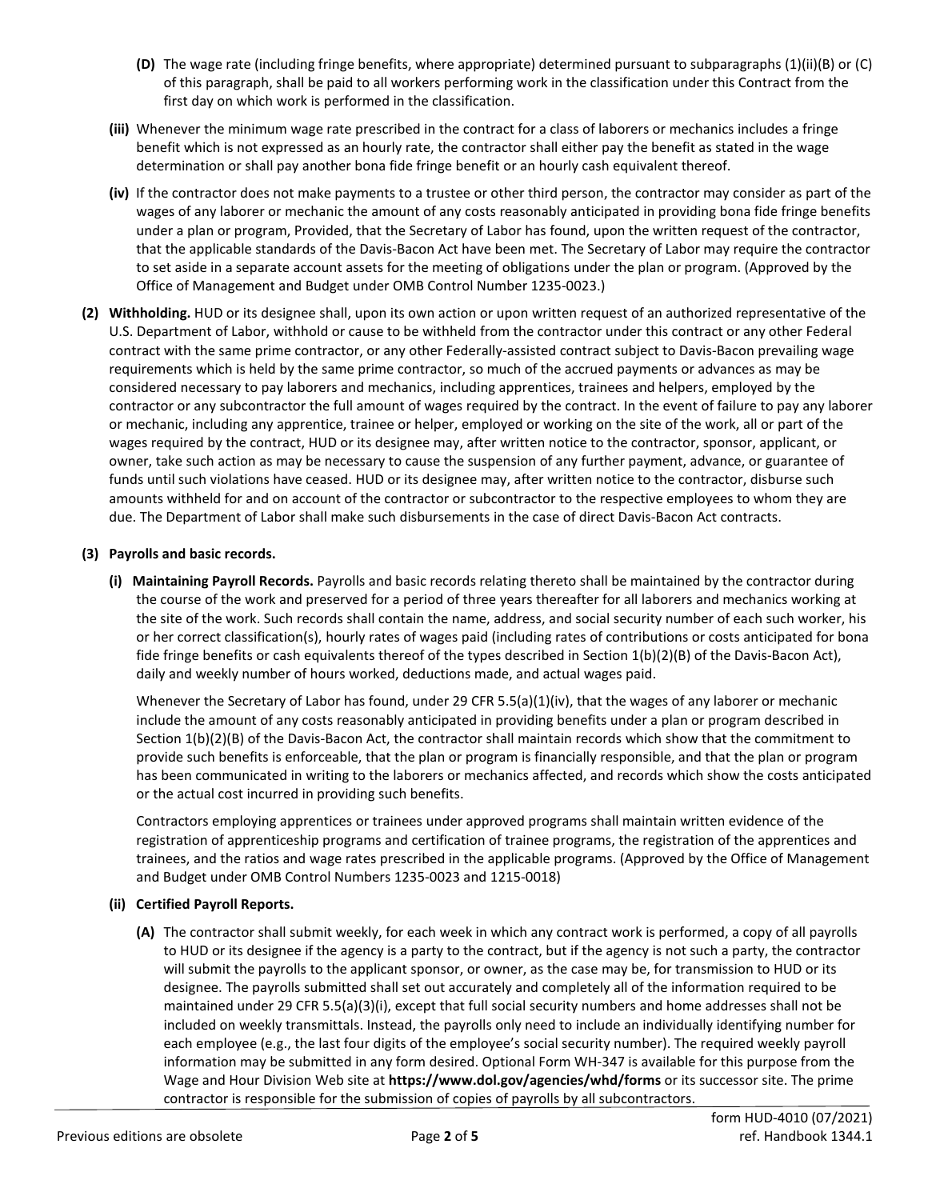**(D)** The wage rate (including fringe benefits, where appropriate) determined pursuant to subparagraphs (1)(ii)(B) or (C) of this paragraph, shall be paid to all workers performing work in the classification under this Contract from the first day on which work is performed in the classification.

**(iii)** Whenever the minimum wage rate prescribed in the contract for a class of laborers or mechanics includes a fringe benefit which is not expressed as an hourly rate, the contractor shall either pay the benefit as stated in the wage determination or shall pay another bona fide fringe benefit or an hourly cash equivalent thereof.

**(iv)** If the contractor does not make payments to a trustee or other third person, the contractor may consider as part of the wages of any laborer or mechanic the amount of any costs reasonably anticipated in providing bona fide fringe benefits under a plan or program, Provided, that the Secretary of Labor has found, upon the written request of the contractor, that the applicable standards of the Davis-Bacon Act have been met. The Secretary of Labor may require the contractor to set aside in a separate account assets for the meeting of obligations under the plan or program. (Approved by the Office of Management and Budget under OMB Control Number 1235-0023.)

**(2) Withholding.** HUD or its designee shall, upon its own action or upon written request of an authorized representative of the U.S. Department of Labor, withhold or cause to be withheld from the contractor under this contract or any other Federal contract with the same prime contractor, or any other Federally-assisted contract subject to Davis-Bacon prevailing wage requirements which is held by the same prime contractor, so much of the accrued payments or advances as may be considered necessary to pay laborers and mechanics, including apprentices, trainees and helpers, employed by the contractor or any subcontractor the full amount of wages required by the contract. In the event of failure to pay any laborer or mechanic, including any apprentice, trainee or helper, employed or working on the site of the work, all or part of the wages required by the contract, HUD or its designee may, after written notice to the contractor, sponsor, applicant, or owner, take such action as may be necessary to cause the suspension of any further payment, advance, or guarantee of funds until such violations have ceased. HUD or its designee may, after written notice to the contractor, disburse such amounts withheld for and on account of the contractor or subcontractor to the respective employees to whom they are due. The Department of Labor shall make such disbursements in the case of direct Davis-Bacon Act contracts.

**(3) Payrolls and basic records.**

**(i) Maintaining Payroll Records.** Payrolls and basic records relating thereto shall be maintained by the contractor during the course of the work and preserved for a period of three years thereafter for all laborers and mechanics working at the site of the work. Such records shall contain the name, address, and social security number of each such worker, his or her correct classification(s), hourly rates of wages paid (including rates of contributions or costs anticipated for bona fide fringe benefits or cash equivalents thereof of the types described in Section 1(b)(2)(B) of the Davis-Bacon Act), daily and weekly number of hours worked, deductions made, and actual wages paid.

Whenever the Secretary of Labor has found, under 29 CFR 5.5(a)(1)(iv), that the wages of any laborer or mechanic include the amount of any costs reasonably anticipated in providing benefits under a plan or program described in Section 1(b)(2)(B) of the Davis-Bacon Act, the contractor shall maintain records which show that the commitment to provide such benefits is enforceable, that the plan or program is financially responsible, and that the plan or program has been communicated in writing to the laborers or mechanics affected, and records which show the costs anticipated or the actual cost incurred in providing such benefits.

Contractors employing apprentices or trainees under approved programs shall maintain written evidence of the registration of apprenticeship programs and certification of trainee programs, the registration of the apprentices and trainees, and the ratios and wage rates prescribed in the applicable programs. (Approved by the Office of Management and Budget under OMB Control Numbers 1235-0023 and 1215-0018)

**(ii) Certified Payroll Reports.**

**(A)** The contractor shall submit weekly, for each week in which any contract work is performed, a copy of all payrolls to HUD or its designee if the agency is a party to the contract, but if the agency is not such a party, the contractor will submit the payrolls to the applicant sponsor, or owner, as the case may be, for transmission to HUD or its designee. The payrolls submitted shall set out accurately and completely all of the information required to be maintained under 29 CFR 5.5(a)(3)(i), except that full social security numbers and home addresses shall not be included on weekly transmittals. Instead, the payrolls only need to include an individually identifying number for each employee (e.g., the last four digits of the employee's social security number). The required weekly payroll information may be submitted in any form desired. Optional Form WH-347 is available for this purpose from the Wage and Hour Division Web site at **https://www.dol.gov/agencies/whd/forms** or its successor site. The prime contractor is responsible for the submission of copies of payrolls by all subcontractors.

form HUD-4010 (07/2021)
Previous editions are obsolete
ref. Handbook 1344.1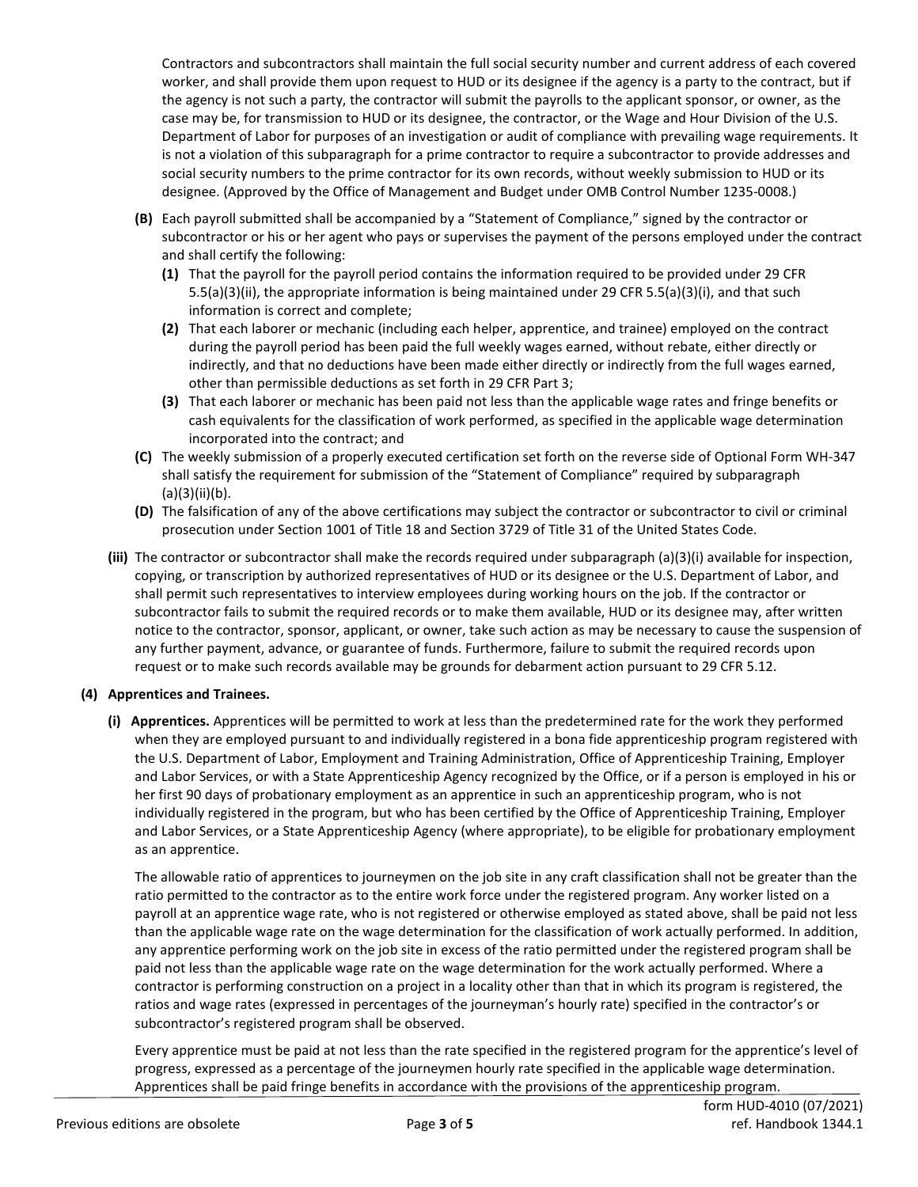Contractors and subcontractors shall maintain the full social security number and current address of each covered worker, and shall provide them upon request to HUD or its designee if the agency is a party to the contract, but if the agency is not such a party, the contractor will submit the payrolls to the applicant sponsor, or owner, as the case may be, for transmission to HUD or its designee, the contractor, or the Wage and Hour Division of the U.S. Department of Labor for purposes of an investigation or audit of compliance with prevailing wage requirements. It is not a violation of this subparagraph for a prime contractor to require a subcontractor to provide addresses and social security numbers to the prime contractor for its own records, without weekly submission to HUD or its designee. (Approved by the Office of Management and Budget under OMB Control Number 1235-0008.)

- **(B)** Each payroll submitted shall be accompanied by a "Statement of Compliance," signed by the contractor or subcontractor or his or her agent who pays or supervises the payment of the persons employed under the contract and shall certify the following:
  - **(1)** That the payroll for the payroll period contains the information required to be provided under 29 CFR 5.5(a)(3)(ii), the appropriate information is being maintained under 29 CFR 5.5(a)(3)(i), and that such information is correct and complete;
  - **(2)** That each laborer or mechanic (including each helper, apprentice, and trainee) employed on the contract during the payroll period has been paid the full weekly wages earned, without rebate, either directly or indirectly, and that no deductions have been made either directly or indirectly from the full wages earned, other than permissible deductions as set forth in 29 CFR Part 3;
  - **(3)** That each laborer or mechanic has been paid not less than the applicable wage rates and fringe benefits or cash equivalents for the classification of work performed, as specified in the applicable wage determination incorporated into the contract; and
- **(C)** The weekly submission of a properly executed certification set forth on the reverse side of Optional Form WH-347 shall satisfy the requirement for submission of the "Statement of Compliance" required by subparagraph (a)(3)(ii)(b).
- **(D)** The falsification of any of the above certifications may subject the contractor or subcontractor to civil or criminal prosecution under Section 1001 of Title 18 and Section 3729 of Title 31 of the United States Code.

**(iii)** The contractor or subcontractor shall make the records required under subparagraph (a)(3)(i) available for inspection, copying, or transcription by authorized representatives of HUD or its designee or the U.S. Department of Labor, and shall permit such representatives to interview employees during working hours on the job. If the contractor or subcontractor fails to submit the required records or to make them available, HUD or its designee may, after written notice to the contractor, sponsor, applicant, or owner, take such action as may be necessary to cause the suspension of any further payment, advance, or guarantee of funds. Furthermore, failure to submit the required records upon request or to make such records available may be grounds for debarment action pursuant to 29 CFR 5.12.

**(4) Apprentices and Trainees.**

**(i) Apprentices.** Apprentices will be permitted to work at less than the predetermined rate for the work they performed when they are employed pursuant to and individually registered in a bona fide apprenticeship program registered with the U.S. Department of Labor, Employment and Training Administration, Office of Apprenticeship Training, Employer and Labor Services, or with a State Apprenticeship Agency recognized by the Office, or if a person is employed in his or her first 90 days of probationary employment as an apprentice in such an apprenticeship program, who is not individually registered in the program, but who has been certified by the Office of Apprenticeship Training, Employer and Labor Services, or a State Apprenticeship Agency (where appropriate), to be eligible for probationary employment as an apprentice.

The allowable ratio of apprentices to journeymen on the job site in any craft classification shall not be greater than the ratio permitted to the contractor as to the entire work force under the registered program. Any worker listed on a payroll at an apprentice wage rate, who is not registered or otherwise employed as stated above, shall be paid not less than the applicable wage rate on the wage determination for the classification of work actually performed. In addition, any apprentice performing work on the job site in excess of the ratio permitted under the registered program shall be paid not less than the applicable wage rate on the wage determination for the work actually performed. Where a contractor is performing construction on a project in a locality other than that in which its program is registered, the ratios and wage rates (expressed in percentages of the journeyman's hourly rate) specified in the contractor's or subcontractor's registered program shall be observed.

Every apprentice must be paid at not less than the rate specified in the registered program for the apprentice's level of progress, expressed as a percentage of the journeymen hourly rate specified in the applicable wage determination. Apprentices shall be paid fringe benefits in accordance with the provisions of the apprenticeship program.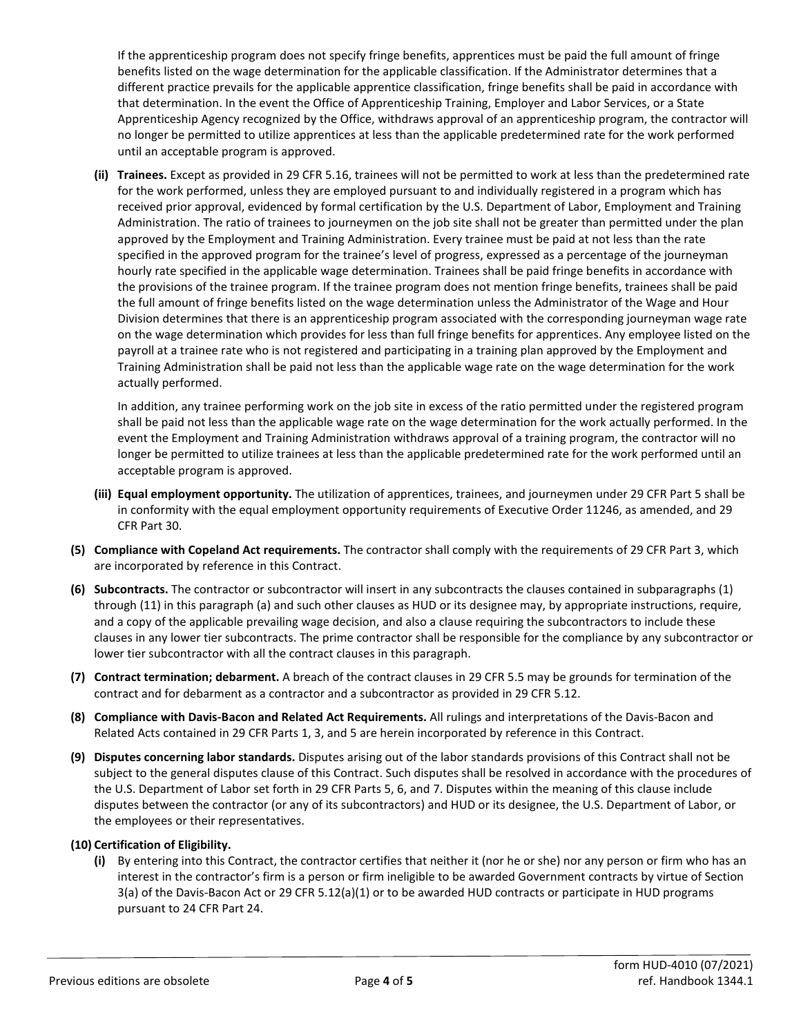If the apprenticeship program does not specify fringe benefits, apprentices must be paid the full amount of fringe benefits listed on the wage determination for the applicable classification. If the Administrator determines that a different practice prevails for the applicable apprentice classification, fringe benefits shall be paid in accordance with that determination. In the event the Office of Apprenticeship Training, Employer and Labor Services, or a State Apprenticeship Agency recognized by the Office, withdraws approval of an apprenticeship program, the contractor will no longer be permitted to utilize apprentices at less than the applicable predetermined rate for the work performed until an acceptable program is approved.

**(ii) Trainees.** Except as provided in 29 CFR 5.16, trainees will not be permitted to work at less than the predetermined rate for the work performed, unless they are employed pursuant to and individually registered in a program which has received prior approval, evidenced by formal certification by the U.S. Department of Labor, Employment and Training Administration. The ratio of trainees to journeymen on the job site shall not be greater than permitted under the plan approved by the Employment and Training Administration. Every trainee must be paid at not less than the rate specified in the approved program for the trainee's level of progress, expressed as a percentage of the journeyman hourly rate specified in the applicable wage determination. Trainees shall be paid fringe benefits in accordance with the provisions of the trainee program. If the trainee program does not mention fringe benefits, trainees shall be paid the full amount of fringe benefits listed on the wage determination unless the Administrator of the Wage and Hour Division determines that there is an apprenticeship program associated with the corresponding journeyman wage rate on the wage determination which provides for less than full fringe benefits for apprentices. Any employee listed on the payroll at a trainee rate who is not registered and participating in a training plan approved by the Employment and Training Administration shall be paid not less than the applicable wage rate on the wage determination for the work actually performed.

In addition, any trainee performing work on the job site in excess of the ratio permitted under the registered program shall be paid not less than the applicable wage rate on the wage determination for the work actually performed. In the event the Employment and Training Administration withdraws approval of a training program, the contractor will no longer be permitted to utilize trainees at less than the applicable predetermined rate for the work performed until an acceptable program is approved.

**(iii) Equal employment opportunity.** The utilization of apprentices, trainees, and journeymen under 29 CFR Part 5 shall be in conformity with the equal employment opportunity requirements of Executive Order 11246, as amended, and 29 CFR Part 30.

**(5) Compliance with Copeland Act requirements.** The contractor shall comply with the requirements of 29 CFR Part 3, which are incorporated by reference in this Contract.

**(6) Subcontracts.** The contractor or subcontractor will insert in any subcontracts the clauses contained in subparagraphs (1) through (11) in this paragraph (a) and such other clauses as HUD or its designee may, by appropriate instructions, require, and a copy of the applicable prevailing wage decision, and also a clause requiring the subcontractors to include these clauses in any lower tier subcontracts. The prime contractor shall be responsible for the compliance by any subcontractor or lower tier subcontractor with all the contract clauses in this paragraph.

**(7) Contract termination; debarment.** A breach of the contract clauses in 29 CFR 5.5 may be grounds for termination of the contract and for debarment as a contractor and a subcontractor as provided in 29 CFR 5.12.

**(8) Compliance with Davis-Bacon and Related Act Requirements.** All rulings and interpretations of the Davis-Bacon and Related Acts contained in 29 CFR Parts 1, 3, and 5 are herein incorporated by reference in this Contract.

**(9) Disputes concerning labor standards.** Disputes arising out of the labor standards provisions of this Contract shall not be subject to the general disputes clause of this Contract. Such disputes shall be resolved in accordance with the procedures of the U.S. Department of Labor set forth in 29 CFR Parts 5, 6, and 7. Disputes within the meaning of this clause include disputes between the contractor (or any of its subcontractors) and HUD or its designee, the U.S. Department of Labor, or the employees or their representatives.

**(10) Certification of Eligibility.**

**(i)** By entering into this Contract, the contractor certifies that neither it (nor he or she) nor any person or firm who has an interest in the contractor's firm is a person or firm ineligible to be awarded Government contracts by virtue of Section 3(a) of the Davis-Bacon Act or 29 CFR 5.12(a)(1) or to be awarded HUD contracts or participate in HUD programs pursuant to 24 CFR Part 24.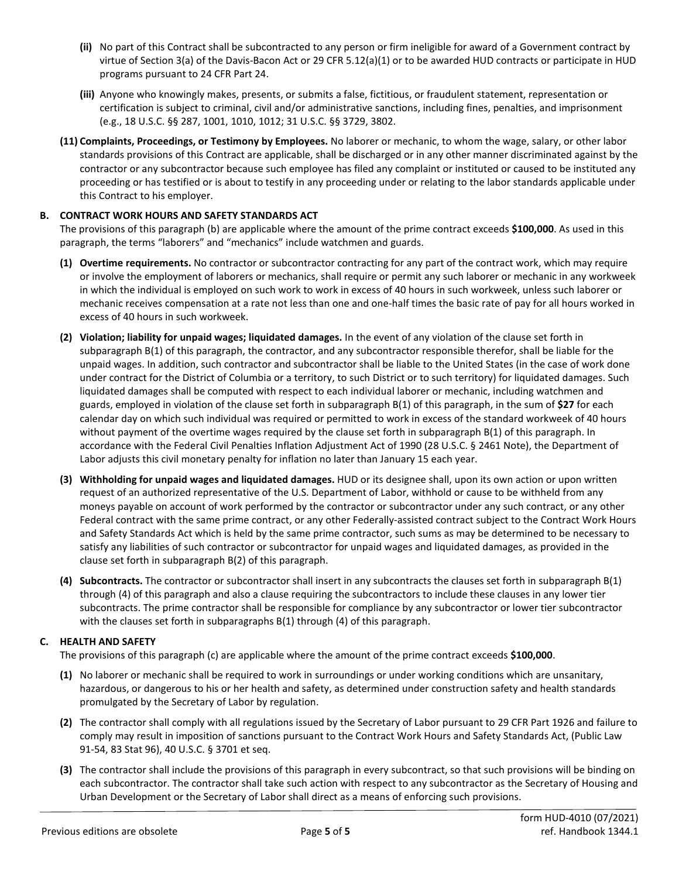**(ii)** No part of this Contract shall be subcontracted to any person or firm ineligible for award of a Government contract by virtue of Section 3(a) of the Davis-Bacon Act or 29 CFR 5.12(a)(1) or to be awarded HUD contracts or participate in HUD programs pursuant to 24 CFR Part 24.

**(iii)** Anyone who knowingly makes, presents, or submits a false, fictitious, or fraudulent statement, representation or certification is subject to criminal, civil and/or administrative sanctions, including fines, penalties, and imprisonment (e.g., 18 U.S.C. §§ 287, 1001, 1010, 1012; 31 U.S.C. §§ 3729, 3802.

**(11) Complaints, Proceedings, or Testimony by Employees.** No laborer or mechanic, to whom the wage, salary, or other labor standards provisions of this Contract are applicable, shall be discharged or in any other manner discriminated against by the contractor or any subcontractor because such employee has filed any complaint or instituted or caused to be instituted any proceeding or has testified or is about to testify in any proceeding under or relating to the labor standards applicable under this Contract to his employer.

**B. CONTRACT WORK HOURS AND SAFETY STANDARDS ACT**

The provisions of this paragraph (b) are applicable where the amount of the prime contract exceeds **$100,000**. As used in this paragraph, the terms "laborers" and "mechanics" include watchmen and guards.

**(1) Overtime requirements.** No contractor or subcontractor contracting for any part of the contract work, which may require or involve the employment of laborers or mechanics, shall require or permit any such laborer or mechanic in any workweek in which the individual is employed on such work to work in excess of 40 hours in such workweek, unless such laborer or mechanic receives compensation at a rate not less than one and one-half times the basic rate of pay for all hours worked in excess of 40 hours in such workweek.

**(2) Violation; liability for unpaid wages; liquidated damages.** In the event of any violation of the clause set forth in subparagraph B(1) of this paragraph, the contractor, and any subcontractor responsible therefor, shall be liable for the unpaid wages. In addition, such contractor and subcontractor shall be liable to the United States (in the case of work done under contract for the District of Columbia or a territory, to such District or to such territory) for liquidated damages. Such liquidated damages shall be computed with respect to each individual laborer or mechanic, including watchmen and guards, employed in violation of the clause set forth in subparagraph B(1) of this paragraph, in the sum of **$27** for each calendar day on which such individual was required or permitted to work in excess of the standard workweek of 40 hours without payment of the overtime wages required by the clause set forth in subparagraph B(1) of this paragraph. In accordance with the Federal Civil Penalties Inflation Adjustment Act of 1990 (28 U.S.C. § 2461 Note), the Department of Labor adjusts this civil monetary penalty for inflation no later than January 15 each year.

**(3) Withholding for unpaid wages and liquidated damages.** HUD or its designee shall, upon its own action or upon written request of an authorized representative of the U.S. Department of Labor, withhold or cause to be withheld from any moneys payable on account of work performed by the contractor or subcontractor under any such contract, or any other Federal contract with the same prime contract, or any other Federally-assisted contract subject to the Contract Work Hours and Safety Standards Act which is held by the same prime contractor, such sums as may be determined to be necessary to satisfy any liabilities of such contractor or subcontractor for unpaid wages and liquidated damages, as provided in the clause set forth in subparagraph B(2) of this paragraph.

**(4) Subcontracts.** The contractor or subcontractor shall insert in any subcontracts the clauses set forth in subparagraph B(1) through (4) of this paragraph and also a clause requiring the subcontractors to include these clauses in any lower tier subcontracts. The prime contractor shall be responsible for compliance by any subcontractor or lower tier subcontractor with the clauses set forth in subparagraphs B(1) through (4) of this paragraph.

**C. HEALTH AND SAFETY**

The provisions of this paragraph (c) are applicable where the amount of the prime contract exceeds **$100,000**.

**(1)** No laborer or mechanic shall be required to work in surroundings or under working conditions which are unsanitary, hazardous, or dangerous to his or her health and safety, as determined under construction safety and health standards promulgated by the Secretary of Labor by regulation.

**(2)** The contractor shall comply with all regulations issued by the Secretary of Labor pursuant to 29 CFR Part 1926 and failure to comply may result in imposition of sanctions pursuant to the Contract Work Hours and Safety Standards Act, (Public Law 91-54, 83 Stat 96), 40 U.S.C. § 3701 et seq.

**(3)** The contractor shall include the provisions of this paragraph in every subcontract, so that such provisions will be binding on each subcontractor. The contractor shall take such action with respect to any subcontractor as the Secretary of Housing and Urban Development or the Secretary of Labor shall direct as a means of enforcing such provisions.